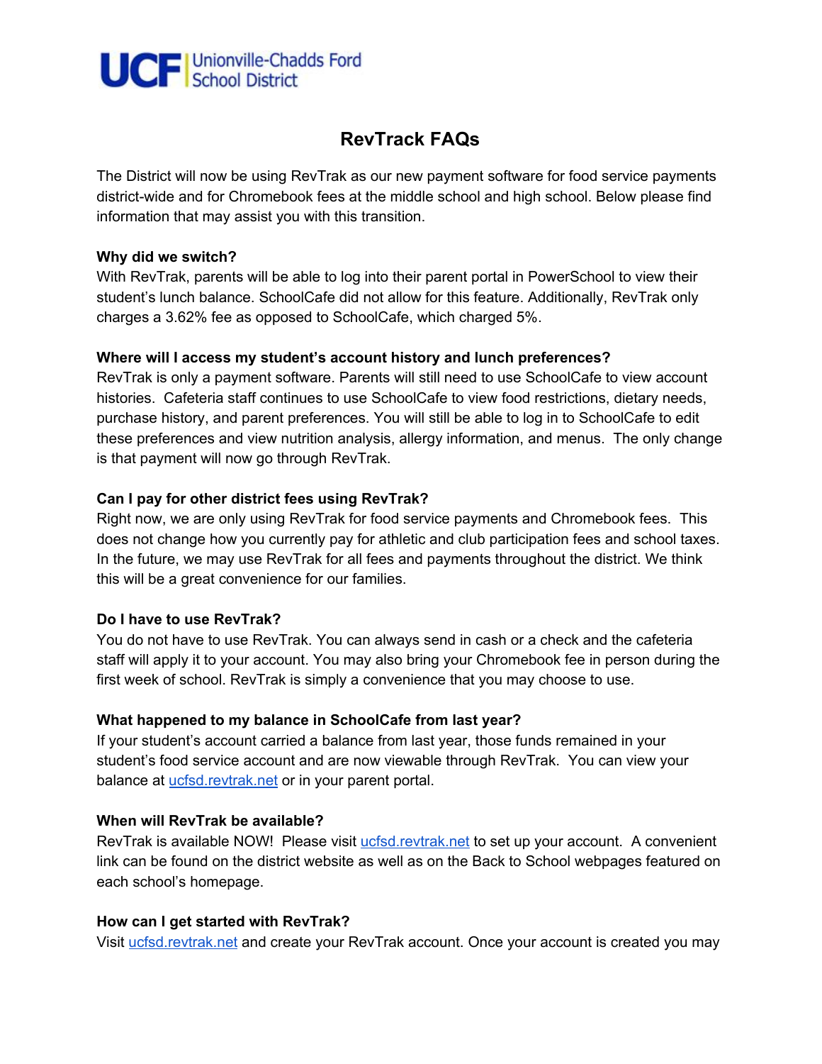UCF | Unionville-Chadds Ford School District

# RevTrack FAQs

The District will now be using RevTrak as our new payment software for food service payments district-wide and for Chromebook fees at the middle school and high school. Below please find information that may assist you with this transition.

**Why did we switch?**
With RevTrak, parents will be able to log into their parent portal in PowerSchool to view their student's lunch balance. SchoolCafe did not allow for this feature. Additionally, RevTrak only charges a 3.62% fee as opposed to SchoolCafe, which charged 5%.

**Where will I access my student's account history and lunch preferences?**
RevTrak is only a payment software. Parents will still need to use SchoolCafe to view account histories. Cafeteria staff continues to use SchoolCafe to view food restrictions, dietary needs, purchase history, and parent preferences. You will still be able to log in to SchoolCafe to edit these preferences and view nutrition analysis, allergy information, and menus. The only change is that payment will now go through RevTrak.

**Can I pay for other district fees using RevTrak?**
Right now, we are only using RevTrak for food service payments and Chromebook fees. This does not change how you currently pay for athletic and club participation fees and school taxes. In the future, we may use RevTrak for all fees and payments throughout the district. We think this will be a great convenience for our families.

**Do I have to use RevTrak?**
You do not have to use RevTrak. You can always send in cash or a check and the cafeteria staff will apply it to your account. You may also bring your Chromebook fee in person during the first week of school. RevTrak is simply a convenience that you may choose to use.

**What happened to my balance in SchoolCafe from last year?**
If your student's account carried a balance from last year, those funds remained in your student's food service account and are now viewable through RevTrak. You can view your balance at ucfsd.revtrak.net or in your parent portal.

**When will RevTrak be available?**
RevTrak is available NOW! Please visit ucfsd.revtrak.net to set up your account. A convenient link can be found on the district website as well as on the Back to School webpages featured on each school's homepage.

**How can I get started with RevTrak?**
Visit ucfsd.revtrak.net and create your RevTrak account. Once your account is created you may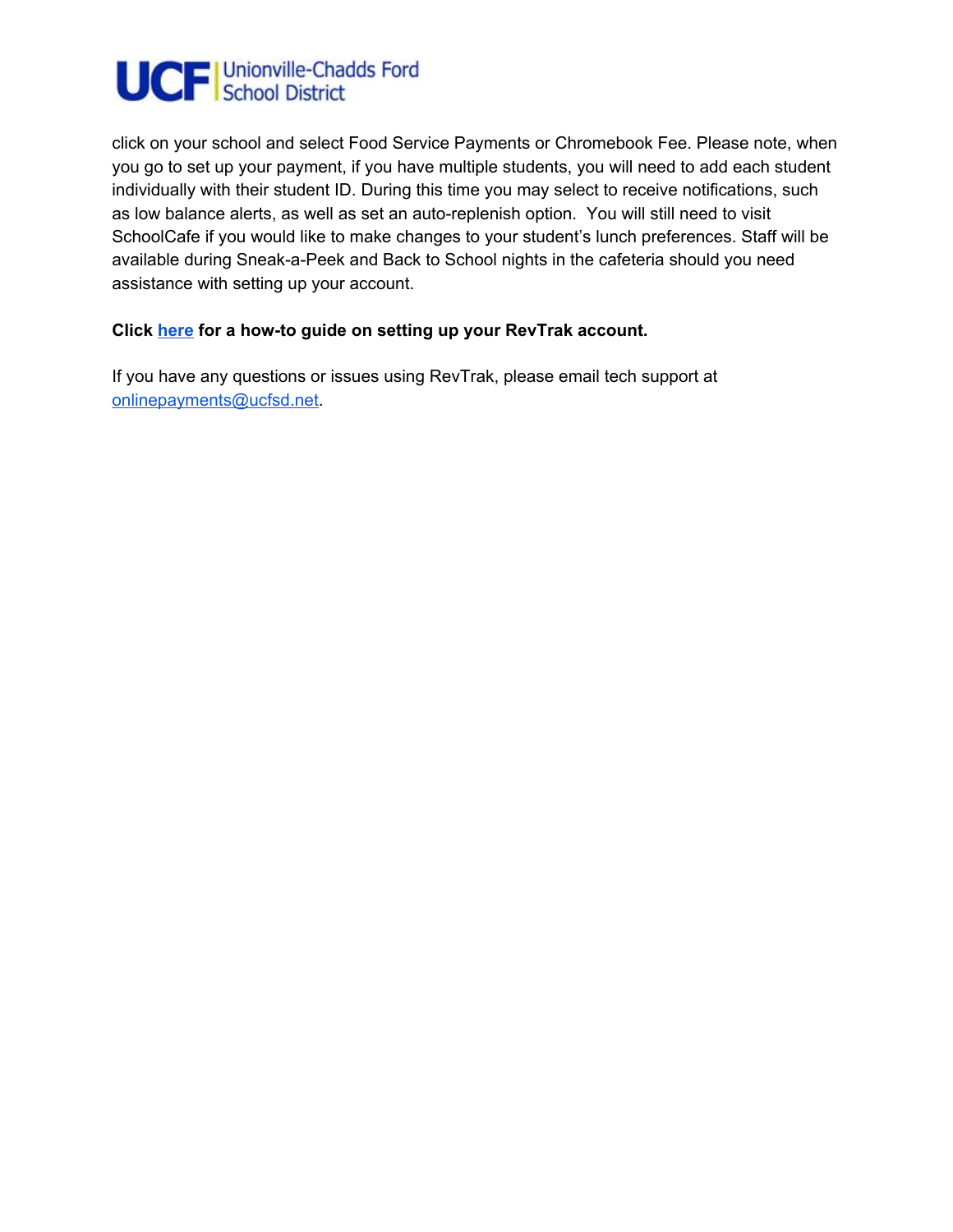click on your school and select Food Service Payments or Chromebook Fee. Please note, when you go to set up your payment, if you have multiple students, you will need to add each student individually with their student ID. During this time you may select to receive notifications, such as low balance alerts, as well as set an auto-replenish option. You will still need to visit SchoolCafe if you would like to make changes to your student's lunch preferences. Staff will be available during Sneak-a-Peek and Back to School nights in the cafeteria should you need assistance with setting up your account.

**Click here for a how-to guide on setting up your RevTrak account.**

If you have any questions or issues using RevTrak, please email tech support at onlinepayments@ucfsd.net.